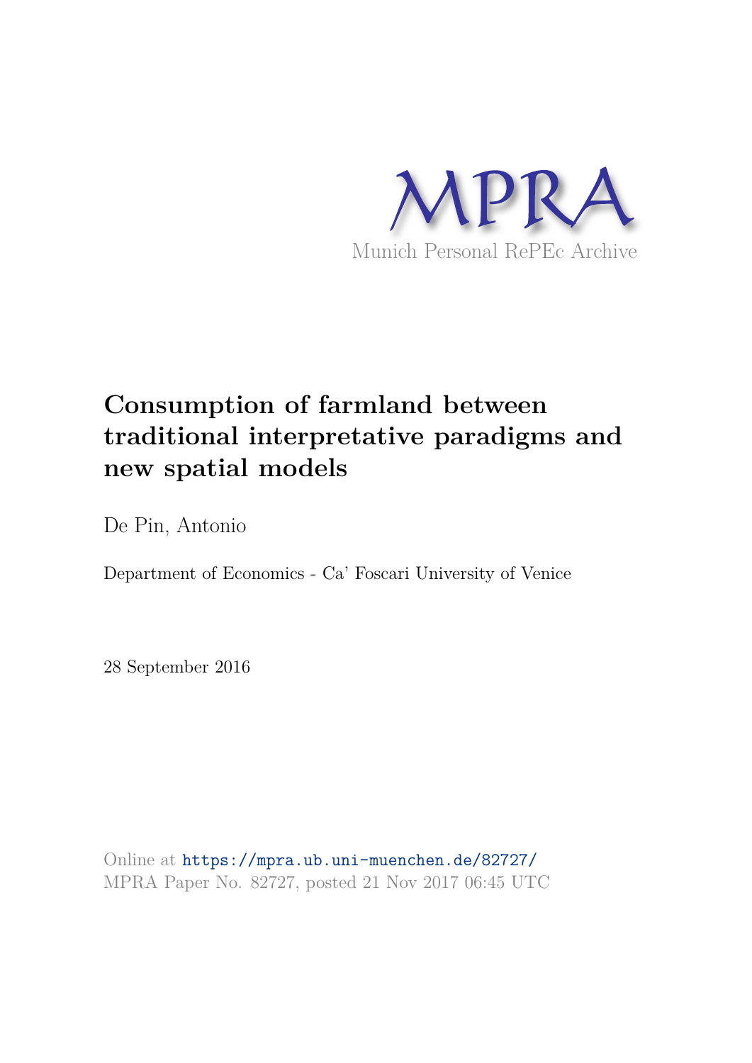MPRA

Munich Personal RePEc Archive

# Consumption of farmland between traditional interpretative paradigms and new spatial models

De Pin, Antonio

Department of Economics - Ca' Foscari University of Venice

28 September 2016

Online at https://mpra.ub.uni-muenchen.de/82727/
MPRA Paper No. 82727, posted 21 Nov 2017 06:45 UTC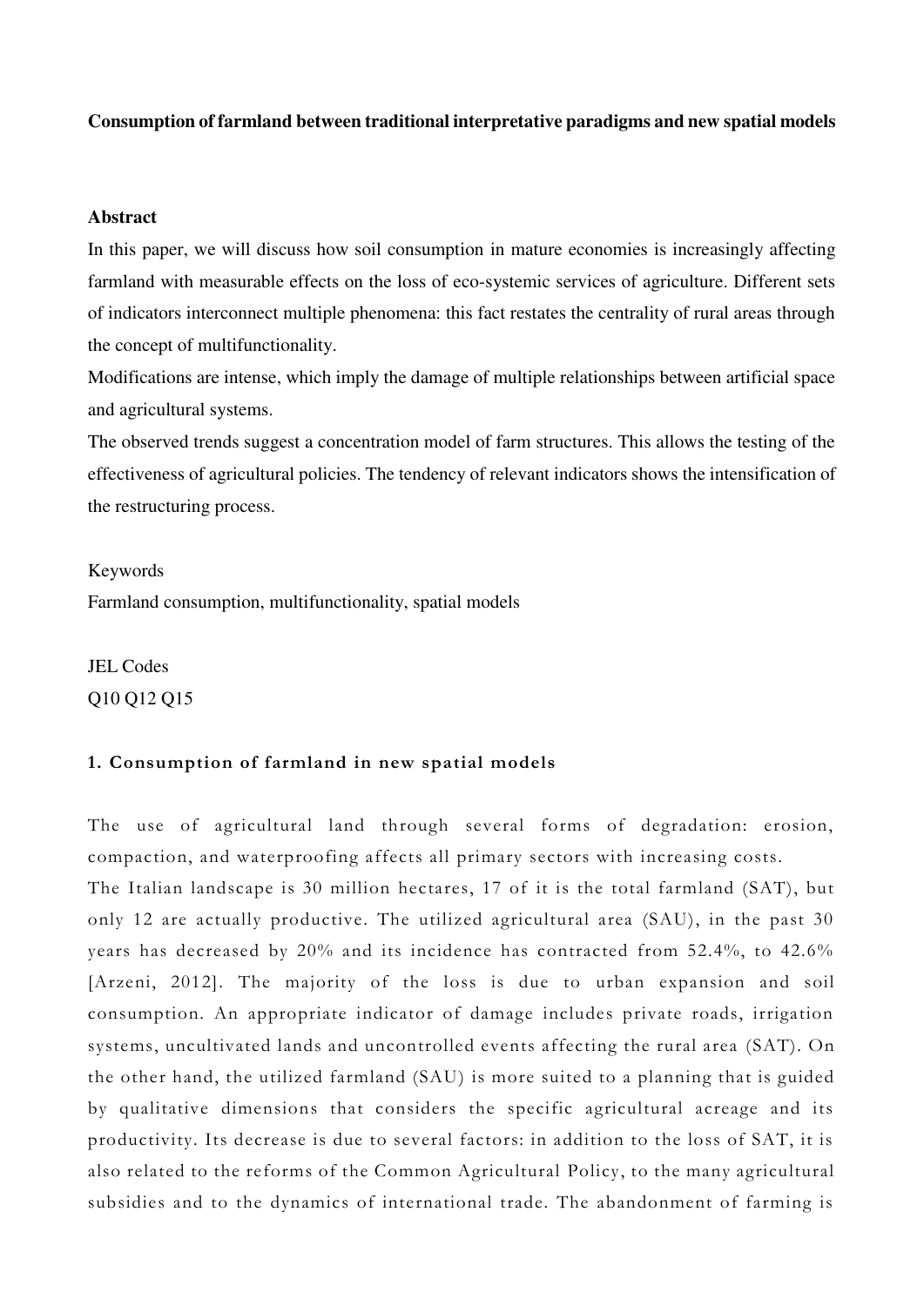**Consumption of farmland between traditional interpretative paradigms and new spatial models**

**Abstract**

In this paper, we will discuss how soil consumption in mature economies is increasingly affecting farmland with measurable effects on the loss of eco-systemic services of agriculture. Different sets of indicators interconnect multiple phenomena: this fact restates the centrality of rural areas through the concept of multifunctionality.

Modifications are intense, which imply the damage of multiple relationships between artificial space and agricultural systems.

The observed trends suggest a concentration model of farm structures. This allows the testing of the effectiveness of agricultural policies. The tendency of relevant indicators shows the intensification of the restructuring process.

Keywords

Farmland consumption, multifunctionality, spatial models

JEL Codes

Q10 Q12 Q15

## 1. Consumption of farmland in new spatial models

The use of agricultural land through several forms of degradation: erosion, compaction, and waterproofing affects all primary sectors with increasing costs.

The Italian landscape is 30 million hectares, 17 of it is the total farmland (SAT), but only 12 are actually productive. The utilized agricultural area (SAU), in the past 30 years has decreased by 20% and its incidence has contracted from 52.4%, to 42.6% [Arzeni, 2012]. The majority of the loss is due to urban expansion and soil consumption. An appropriate indicator of damage includes private roads, irrigation systems, uncultivated lands and uncontrolled events affecting the rural area (SAT). On the other hand, the utilized farmland (SAU) is more suited to a planning that is guided by qualitative dimensions that considers the specific agricultural acreage and its productivity. Its decrease is due to several factors: in addition to the loss of SAT, it is also related to the reforms of the Common Agricultural Policy, to the many agricultural subsidies and to the dynamics of international trade. The abandonment of farming is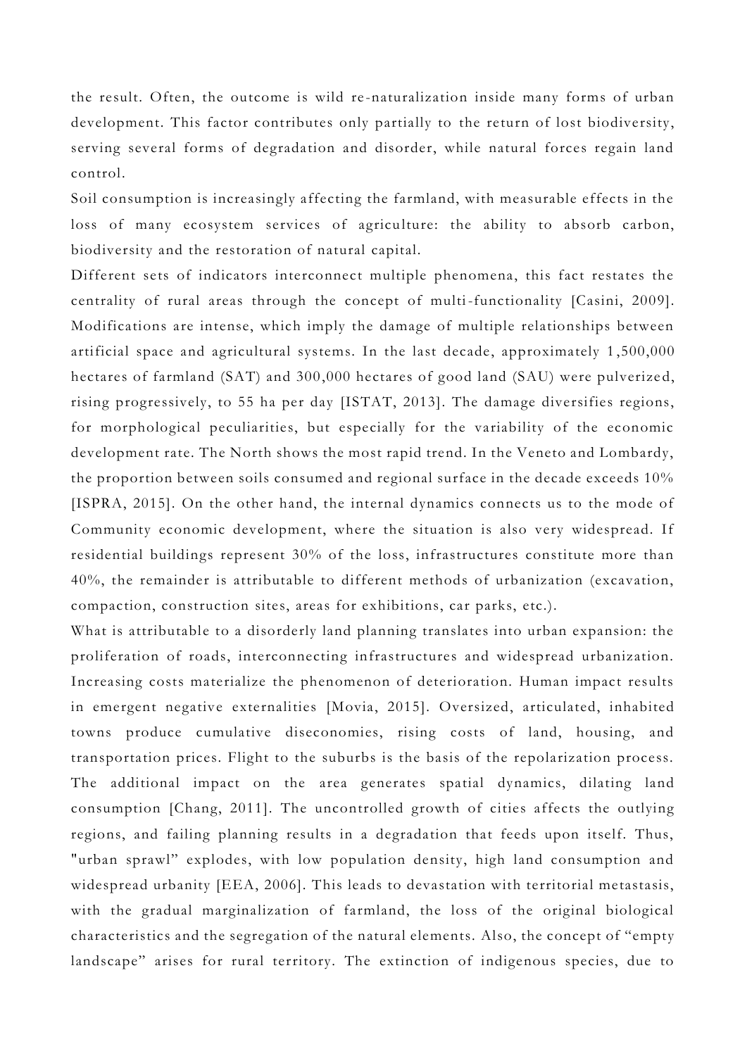the result. Often, the outcome is wild re-naturalization inside many forms of urban development. This factor contributes only partially to the return of lost biodiversity, serving several forms of degradation and disorder, while natural forces regain land control.

Soil consumption is increasingly affecting the farmland, with measurable effects in the loss of many ecosystem services of agriculture: the ability to absorb carbon, biodiversity and the restoration of natural capital.

Different sets of indicators interconnect multiple phenomena, this fact restates the centrality of rural areas through the concept of multi-functionality [Casini, 2009]. Modifications are intense, which imply the damage of multiple relationships between artificial space and agricultural systems. In the last decade, approximately 1,500,000 hectares of farmland (SAT) and 300,000 hectares of good land (SAU) were pulverized, rising progressively, to 55 ha per day [ISTAT, 2013]. The damage diversifies regions, for morphological peculiarities, but especially for the variability of the economic development rate. The North shows the most rapid trend. In the Veneto and Lombardy, the proportion between soils consumed and regional surface in the decade exceeds 10% [ISPRA, 2015]. On the other hand, the internal dynamics connects us to the mode of Community economic development, where the situation is also very widespread. If residential buildings represent 30% of the loss, infrastructures constitute more than 40%, the remainder is attributable to different methods of urbanization (excavation, compaction, construction sites, areas for exhibitions, car parks, etc.).

What is attributable to a disorderly land planning translates into urban expansion: the proliferation of roads, interconnecting infrastructures and widespread urbanization. Increasing costs materialize the phenomenon of deterioration. Human impact results in emergent negative externalities [Movia, 2015]. Oversized, articulated, inhabited towns produce cumulative diseconomies, rising costs of land, housing, and transportation prices. Flight to the suburbs is the basis of the repolarization process. The additional impact on the area generates spatial dynamics, dilating land consumption [Chang, 2011]. The uncontrolled growth of cities affects the outlying regions, and failing planning results in a degradation that feeds upon itself. Thus, "urban sprawl" explodes, with low population density, high land consumption and widespread urbanity [EEA, 2006]. This leads to devastation with territorial metastasis, with the gradual marginalization of farmland, the loss of the original biological characteristics and the segregation of the natural elements. Also, the concept of "empty landscape" arises for rural territory. The extinction of indigenous species, due to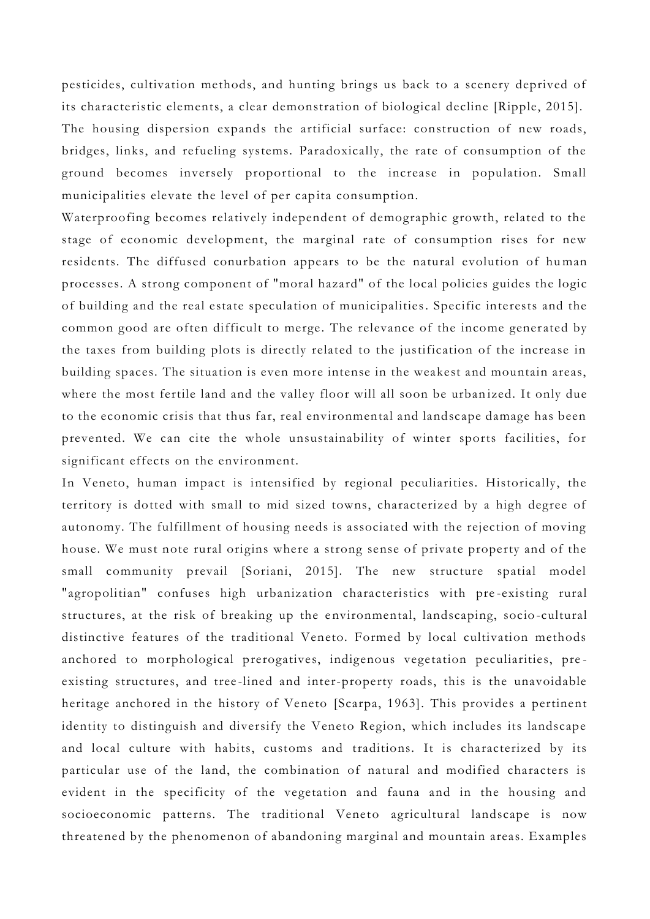pesticides, cultivation methods, and hunting brings us back to a scenery deprived of its characteristic elements, a clear demonstration of biological decline [Ripple, 2015]. The housing dispersion expands the artificial surface: construction of new roads, bridges, links, and refueling systems. Paradoxically, the rate of consumption of the ground becomes inversely proportional to the increase in population. Small municipalities elevate the level of per capita consumption.

Waterproofing becomes relatively independent of demographic growth, related to the stage of economic development, the marginal rate of consumption rises for new residents. The diffused conurbation appears to be the natural evolution of human processes. A strong component of "moral hazard" of the local policies guides the logic of building and the real estate speculation of municipalities. Specific interests and the common good are often difficult to merge. The relevance of the income generated by the taxes from building plots is directly related to the justification of the increase in building spaces. The situation is even more intense in the weakest and mountain areas, where the most fertile land and the valley floor will all soon be urbanized. It only due to the economic crisis that thus far, real environmental and landscape damage has been prevented. We can cite the whole unsustainability of winter sports facilities, for significant effects on the environment.

In Veneto, human impact is intensified by regional peculiarities. Historically, the territory is dotted with small to mid sized towns, characterized by a high degree of autonomy. The fulfillment of housing needs is associated with the rejection of moving house. We must note rural origins where a strong sense of private property and of the small community prevail [Soriani, 2015]. The new structure spatial model "agropolitian" confuses high urbanization characteristics with pre-existing rural structures, at the risk of breaking up the environmental, landscaping, socio-cultural distinctive features of the traditional Veneto. Formed by local cultivation methods anchored to morphological prerogatives, indigenous vegetation peculiarities, pre-existing structures, and tree-lined and inter-property roads, this is the unavoidable heritage anchored in the history of Veneto [Scarpa, 1963]. This provides a pertinent identity to distinguish and diversify the Veneto Region, which includes its landscape and local culture with habits, customs and traditions. It is characterized by its particular use of the land, the combination of natural and modified characters is evident in the specificity of the vegetation and fauna and in the housing and socioeconomic patterns. The traditional Veneto agricultural landscape is now threatened by the phenomenon of abandoning marginal and mountain areas. Examples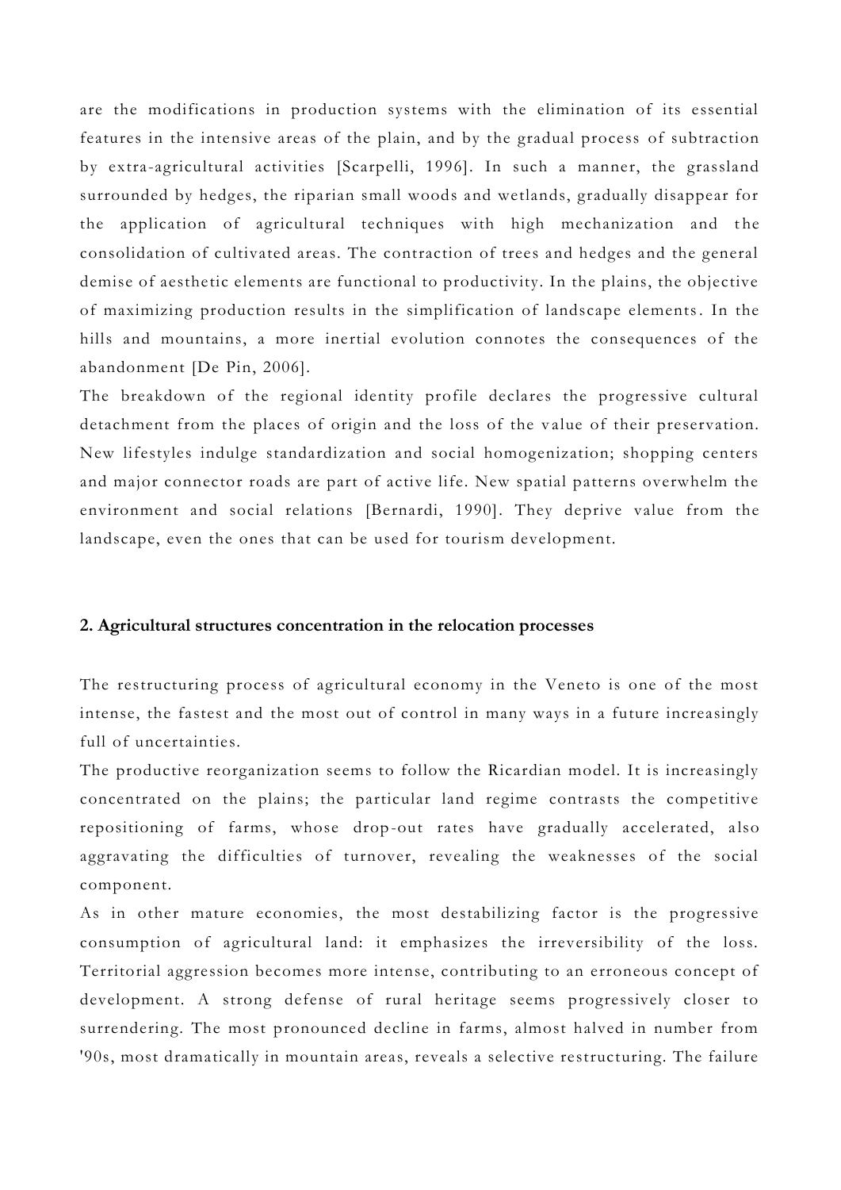are the modifications in production systems with the elimination of its essential features in the intensive areas of the plain, and by the gradual process of subtraction by extra-agricultural activities [Scarpelli, 1996]. In such a manner, the grassland surrounded by hedges, the riparian small woods and wetlands, gradually disappear for the application of agricultural techniques with high mechanization and the consolidation of cultivated areas. The contraction of trees and hedges and the general demise of aesthetic elements are functional to productivity. In the plains, the objective of maximizing production results in the simplification of landscape elements. In the hills and mountains, a more inertial evolution connotes the consequences of the abandonment [De Pin, 2006].

The breakdown of the regional identity profile declares the progressive cultural detachment from the places of origin and the loss of the value of their preservation. New lifestyles indulge standardization and social homogenization; shopping centers and major connector roads are part of active life. New spatial patterns overwhelm the environment and social relations [Bernardi, 1990]. They deprive value from the landscape, even the ones that can be used for tourism development.

## 2. Agricultural structures concentration in the relocation processes

The restructuring process of agricultural economy in the Veneto is one of the most intense, the fastest and the most out of control in many ways in a future increasingly full of uncertainties.

The productive reorganization seems to follow the Ricardian model. It is increasingly concentrated on the plains; the particular land regime contrasts the competitive repositioning of farms, whose drop-out rates have gradually accelerated, also aggravating the difficulties of turnover, revealing the weaknesses of the social component.

As in other mature economies, the most destabilizing factor is the progressive consumption of agricultural land: it emphasizes the irreversibility of the loss. Territorial aggression becomes more intense, contributing to an erroneous concept of development. A strong defense of rural heritage seems progressively closer to surrendering. The most pronounced decline in farms, almost halved in number from '90s, most dramatically in mountain areas, reveals a selective restructuring. The failure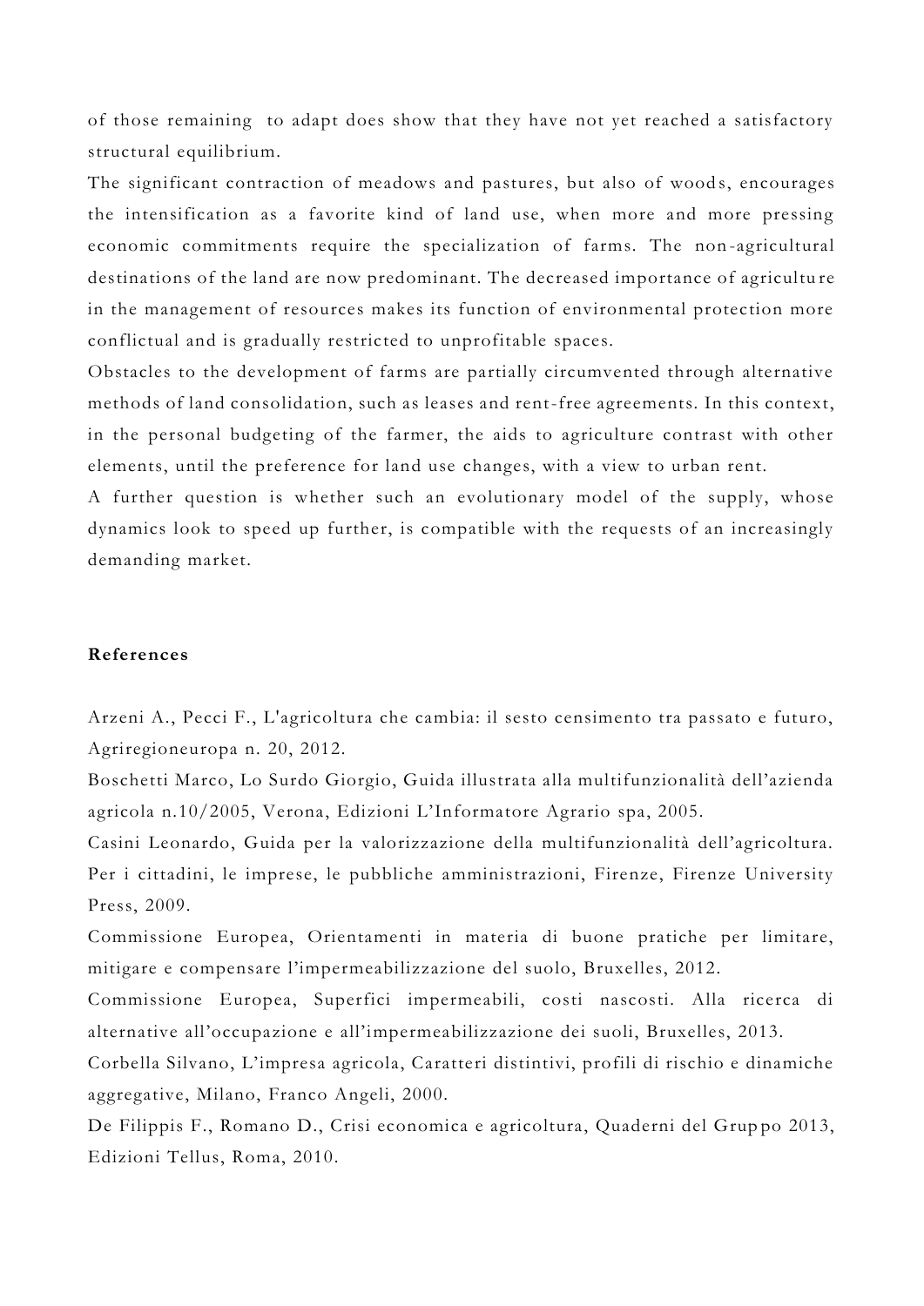of those remaining to adapt does show that they have not yet reached a satisfactory structural equilibrium.

The significant contraction of meadows and pastures, but also of woods, encourages the intensification as a favorite kind of land use, when more and more pressing economic commitments require the specialization of farms. The non-agricultural destinations of the land are now predominant. The decreased importance of agriculture in the management of resources makes its function of environmental protection more conflictual and is gradually restricted to unprofitable spaces.

Obstacles to the development of farms are partially circumvented through alternative methods of land consolidation, such as leases and rent-free agreements. In this context, in the personal budgeting of the farmer, the aids to agriculture contrast with other elements, until the preference for land use changes, with a view to urban rent.

A further question is whether such an evolutionary model of the supply, whose dynamics look to speed up further, is compatible with the requests of an increasingly demanding market.

**References**

Arzeni A., Pecci F., L'agricoltura che cambia: il sesto censimento tra passato e futuro, Agriregioneuropa n. 20, 2012.

Boschetti Marco, Lo Surdo Giorgio, Guida illustrata alla multifunzionalità dell'azienda agricola n.10/2005, Verona, Edizioni L'Informatore Agrario spa, 2005.

Casini Leonardo, Guida per la valorizzazione della multifunzionalità dell'agricoltura. Per i cittadini, le imprese, le pubbliche amministrazioni, Firenze, Firenze University Press, 2009.

Commissione Europea, Orientamenti in materia di buone pratiche per limitare, mitigare e compensare l'impermeabilizzazione del suolo, Bruxelles, 2012.

Commissione Europea, Superfici impermeabili, costi nascosti. Alla ricerca di alternative all'occupazione e all'impermeabilizzazione dei suoli, Bruxelles, 2013.

Corbella Silvano, L'impresa agricola, Caratteri distintivi, profili di rischio e dinamiche aggregative, Milano, Franco Angeli, 2000.

De Filippis F., Romano D., Crisi economica e agricoltura, Quaderni del Gruppo 2013, Edizioni Tellus, Roma, 2010.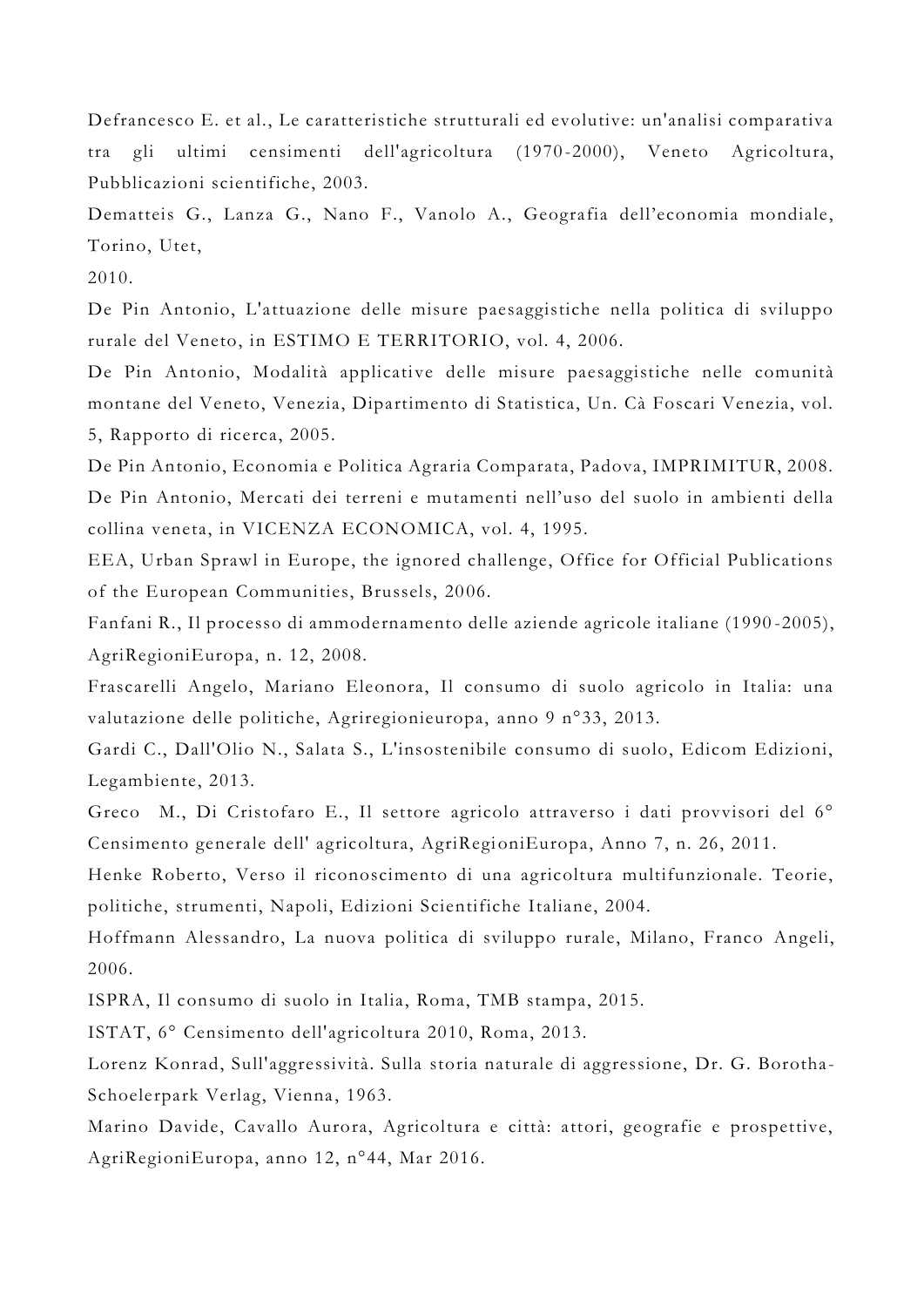Defrancesco E. et al., Le caratteristiche strutturali ed evolutive: un'analisi comparativa tra gli ultimi censimenti dell'agricoltura (1970-2000), Veneto Agricoltura, Pubblicazioni scientifiche, 2003.

Dematteis G., Lanza G., Nano F., Vanolo A., Geografia dell'economia mondiale, Torino, Utet,

2010.

De Pin Antonio, L'attuazione delle misure paesaggistiche nella politica di sviluppo rurale del Veneto, in ESTIMO E TERRITORIO, vol. 4, 2006.

De Pin Antonio, Modalità applicative delle misure paesaggistiche nelle comunità montane del Veneto, Venezia, Dipartimento di Statistica, Un. Cà Foscari Venezia, vol. 5, Rapporto di ricerca, 2005.

De Pin Antonio, Economia e Politica Agraria Comparata, Padova, IMPRIMITUR, 2008.

De Pin Antonio, Mercati dei terreni e mutamenti nell'uso del suolo in ambienti della collina veneta, in VICENZA ECONOMICA, vol. 4, 1995.

EEA, Urban Sprawl in Europe, the ignored challenge, Office for Official Publications of the European Communities, Brussels, 2006.

Fanfani R., Il processo di ammodernamento delle aziende agricole italiane (1990-2005), AgriRegioniEuropa, n. 12, 2008.

Frascarelli Angelo, Mariano Eleonora, Il consumo di suolo agricolo in Italia: una valutazione delle politiche, Agriregionieuropa, anno 9 n°33, 2013.

Gardi C., Dall'Olio N., Salata S., L'insostenibile consumo di suolo, Edicom Edizioni, Legambiente, 2013.

Greco M., Di Cristofaro E., Il settore agricolo attraverso i dati provvisori del 6° Censimento generale dell' agricoltura, AgriRegioniEuropa, Anno 7, n. 26, 2011.

Henke Roberto, Verso il riconoscimento di una agricoltura multifunzionale. Teorie, politiche, strumenti, Napoli, Edizioni Scientifiche Italiane, 2004.

Hoffmann Alessandro, La nuova politica di sviluppo rurale, Milano, Franco Angeli, 2006.

ISPRA, Il consumo di suolo in Italia, Roma, TMB stampa, 2015.

ISTAT, 6° Censimento dell'agricoltura 2010, Roma, 2013.

Lorenz Konrad, Sull'aggressività. Sulla storia naturale di aggressione, Dr. G. Borotha-Schoelerpark Verlag, Vienna, 1963.

Marino Davide, Cavallo Aurora, Agricoltura e città: attori, geografie e prospettive, AgriRegioniEuropa, anno 12, n°44, Mar 2016.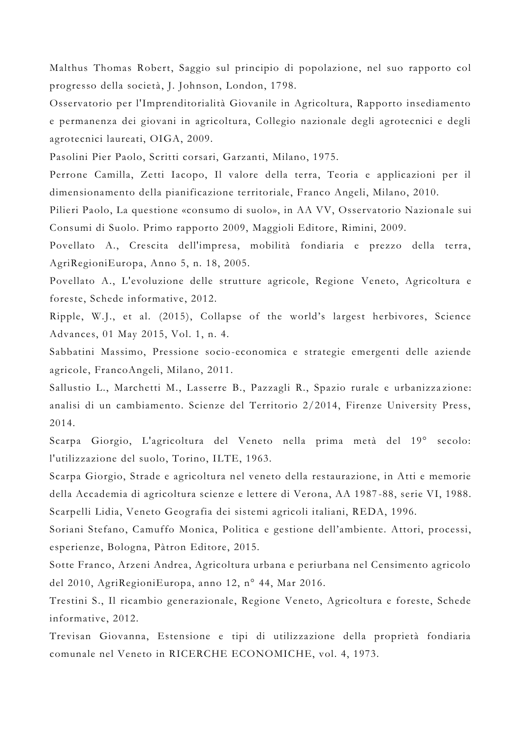Malthus Thomas Robert, Saggio sul principio di popolazione, nel suo rapporto col progresso della società, J. Johnson, London, 1798.

Osservatorio per l'Imprenditorialità Giovanile in Agricoltura, Rapporto insediamento e permanenza dei giovani in agricoltura, Collegio nazionale degli agrotecnici e degli agrotecnici laureati, OIGA, 2009.

Pasolini Pier Paolo, Scritti corsari, Garzanti, Milano, 1975.

Perrone Camilla, Zetti Iacopo, Il valore della terra, Teoria e applicazioni per il dimensionamento della pianificazione territoriale, Franco Angeli, Milano, 2010.

Pilieri Paolo, La questione «consumo di suolo», in AA VV, Osservatorio Nazionale sui Consumi di Suolo. Primo rapporto 2009, Maggioli Editore, Rimini, 2009.

Povellato A., Crescita dell'impresa, mobilità fondiaria e prezzo della terra, AgriRegioniEuropa, Anno 5, n. 18, 2005.

Povellato A., L'evoluzione delle strutture agricole, Regione Veneto, Agricoltura e foreste, Schede informative, 2012.

Ripple, W.J., et al. (2015), Collapse of the world's largest herbivores, Science Advances, 01 May 2015, Vol. 1, n. 4.

Sabbatini Massimo, Pressione socio-economica e strategie emergenti delle aziende agricole, FrancoAngeli, Milano, 2011.

Sallustio L., Marchetti M., Lasserre B., Pazzagli R., Spazio rurale e urbanizzazione: analisi di un cambiamento. Scienze del Territorio 2/2014, Firenze University Press, 2014.

Scarpa Giorgio, L'agricoltura del Veneto nella prima metà del 19° secolo: l'utilizzazione del suolo, Torino, ILTE, 1963.

Scarpa Giorgio, Strade e agricoltura nel veneto della restaurazione, in Atti e memorie della Accademia di agricoltura scienze e lettere di Verona, AA 1987-88, serie VI, 1988.

Scarpelli Lidia, Veneto Geografia dei sistemi agricoli italiani, REDA, 1996.

Soriani Stefano, Camuffo Monica, Politica e gestione dell'ambiente. Attori, processi, esperienze, Bologna, Pàtron Editore, 2015.

Sotte Franco, Arzeni Andrea, Agricoltura urbana e periurbana nel Censimento agricolo del 2010, AgriRegioniEuropa, anno 12, n° 44, Mar 2016.

Trestini S., Il ricambio generazionale, Regione Veneto, Agricoltura e foreste, Schede informative, 2012.

Trevisan Giovanna, Estensione e tipi di utilizzazione della proprietà fondiaria comunale nel Veneto in RICERCHE ECONOMICHE, vol. 4, 1973.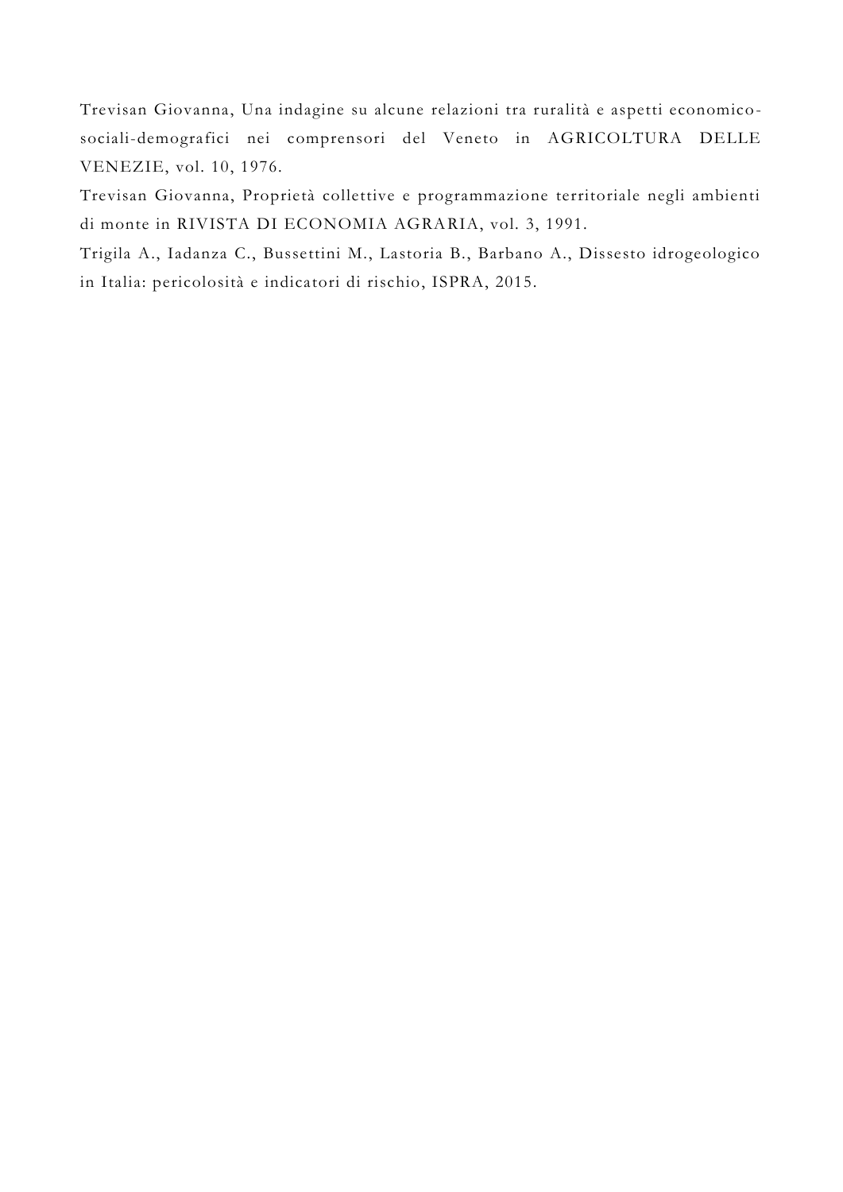Trevisan Giovanna, Una indagine su alcune relazioni tra ruralità e aspetti economico-sociali-demografici nei comprensori del Veneto in AGRICOLTURA DELLE VENEZIE, vol. 10, 1976.

Trevisan Giovanna, Proprietà collettive e programmazione territoriale negli ambienti di monte in RIVISTA DI ECONOMIA AGRARIA, vol. 3, 1991.

Trigila A., Iadanza C., Bussettini M., Lastoria B., Barbano A., Dissesto idrogeologico in Italia: pericolosità e indicatori di rischio, ISPRA, 2015.